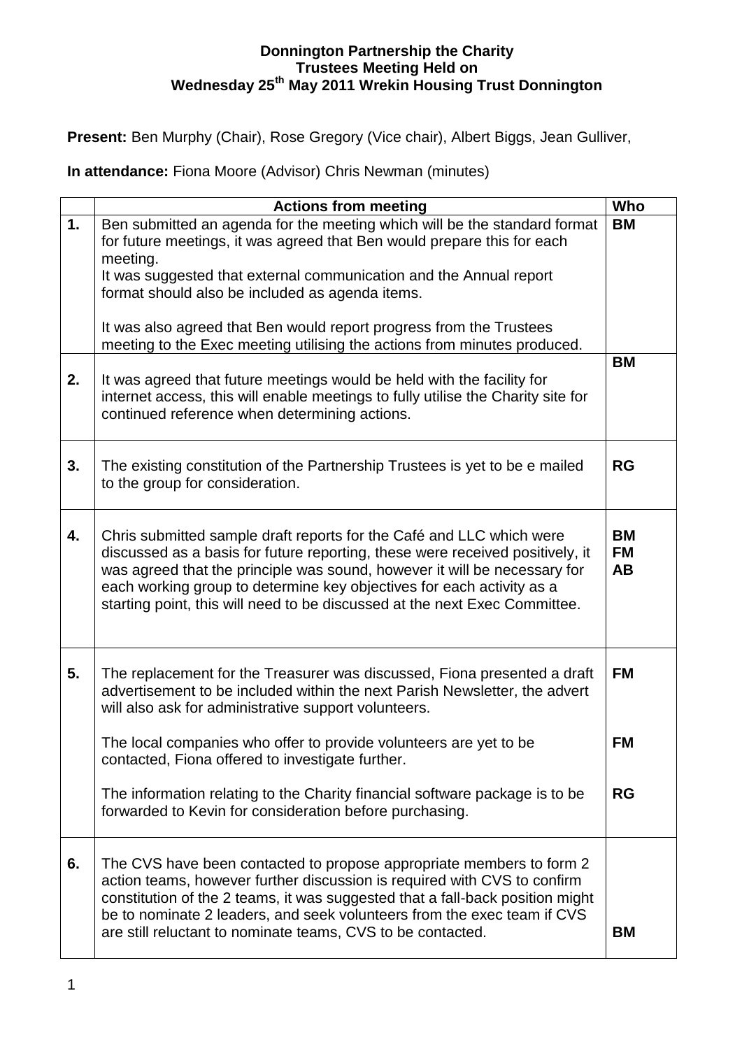**Donnington Partnership the Charity**
**Trustees Meeting Held on**
**Wednesday 25th May 2011 Wrekin Housing Trust Donnington**

**Present:** Ben Murphy (Chair), Rose Gregory (Vice chair), Albert Biggs, Jean Gulliver,

**In attendance:** Fiona Moore (Advisor) Chris Newman (minutes)

| | **Actions from meeting** | **Who** |
|---|---|---|
| **1.** | Ben submitted an agenda for the meeting which will be the standard format for future meetings, it was agreed that Ben would prepare this for each meeting.<br>It was suggested that external communication and the Annual report format should also be included as agenda items.<br><br>It was also agreed that Ben would report progress from the Trustees meeting to the Exec meeting utilising the actions from minutes produced. | **BM** |
| **2.** | It was agreed that future meetings would be held with the facility for internet access, this will enable meetings to fully utilise the Charity site for continued reference when determining actions. | **BM** |
| **3.** | The existing constitution of the Partnership Trustees is yet to be e mailed to the group for consideration. | **RG** |
| **4.** | Chris submitted sample draft reports for the Café and LLC which were discussed as a basis for future reporting, these were received positively, it was agreed that the principle was sound, however it will be necessary for each working group to determine key objectives for each activity as a starting point, this will need to be discussed at the next Exec Committee. | **BM**<br>**FM**<br>**AB** |
| **5.** | The replacement for the Treasurer was discussed, Fiona presented a draft advertisement to be included within the next Parish Newsletter, the advert will also ask for administrative support volunteers.<br><br>The local companies who offer to provide volunteers are yet to be contacted, Fiona offered to investigate further.<br><br>The information relating to the Charity financial software package is to be forwarded to Kevin for consideration before purchasing. | **FM**<br><br>**FM**<br><br>**RG** |
| **6.** | The CVS have been contacted to propose appropriate members to form 2 action teams, however further discussion is required with CVS to confirm constitution of the 2 teams, it was suggested that a fall-back position might be to nominate 2 leaders, and seek volunteers from the exec team if CVS are still reluctant to nominate teams, CVS to be contacted. | **BM** |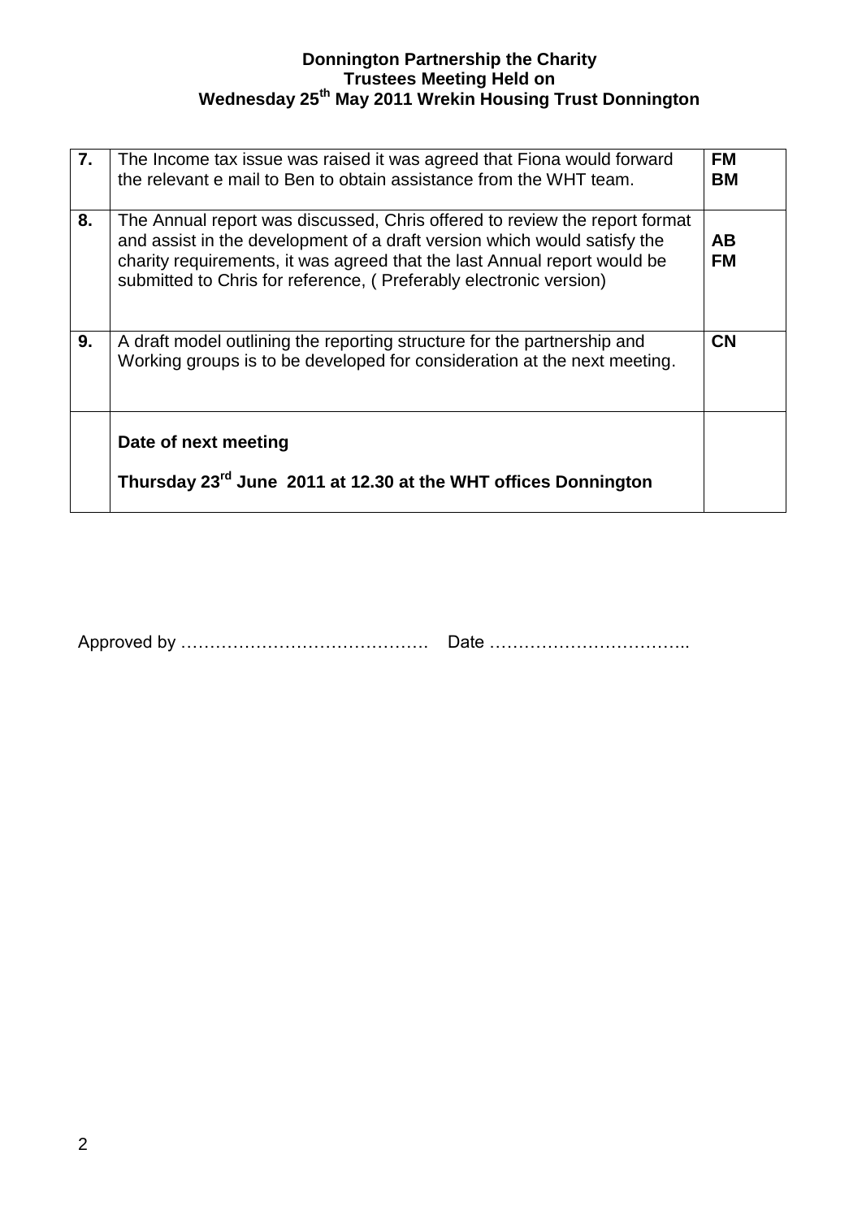**Donnington Partnership the Charity**
**Trustees Meeting Held on**
**Wednesday 25th May 2011 Wrekin Housing Trust Donnington**

| | | |
|---|---|---|
| **7.** | The Income tax issue was raised it was agreed that Fiona would forward the relevant e mail to Ben to obtain assistance from the WHT team. | **FM**<br>**BM** |
| **8.** | The Annual report was discussed, Chris offered to review the report format and assist in the development of a draft version which would satisfy the charity requirements, it was agreed that the last Annual report would be submitted to Chris for reference, ( Preferably electronic version) | **AB**<br>**FM** |
| **9.** | A draft model outlining the reporting structure for the partnership and Working groups is to be developed for consideration at the next meeting. | **CN** |
| | **Date of next meeting**<br><br>**Thursday 23rd June 2011 at 12.30 at the WHT offices Donnington** | |

Approved by ……………………………………. Date ……………………………..